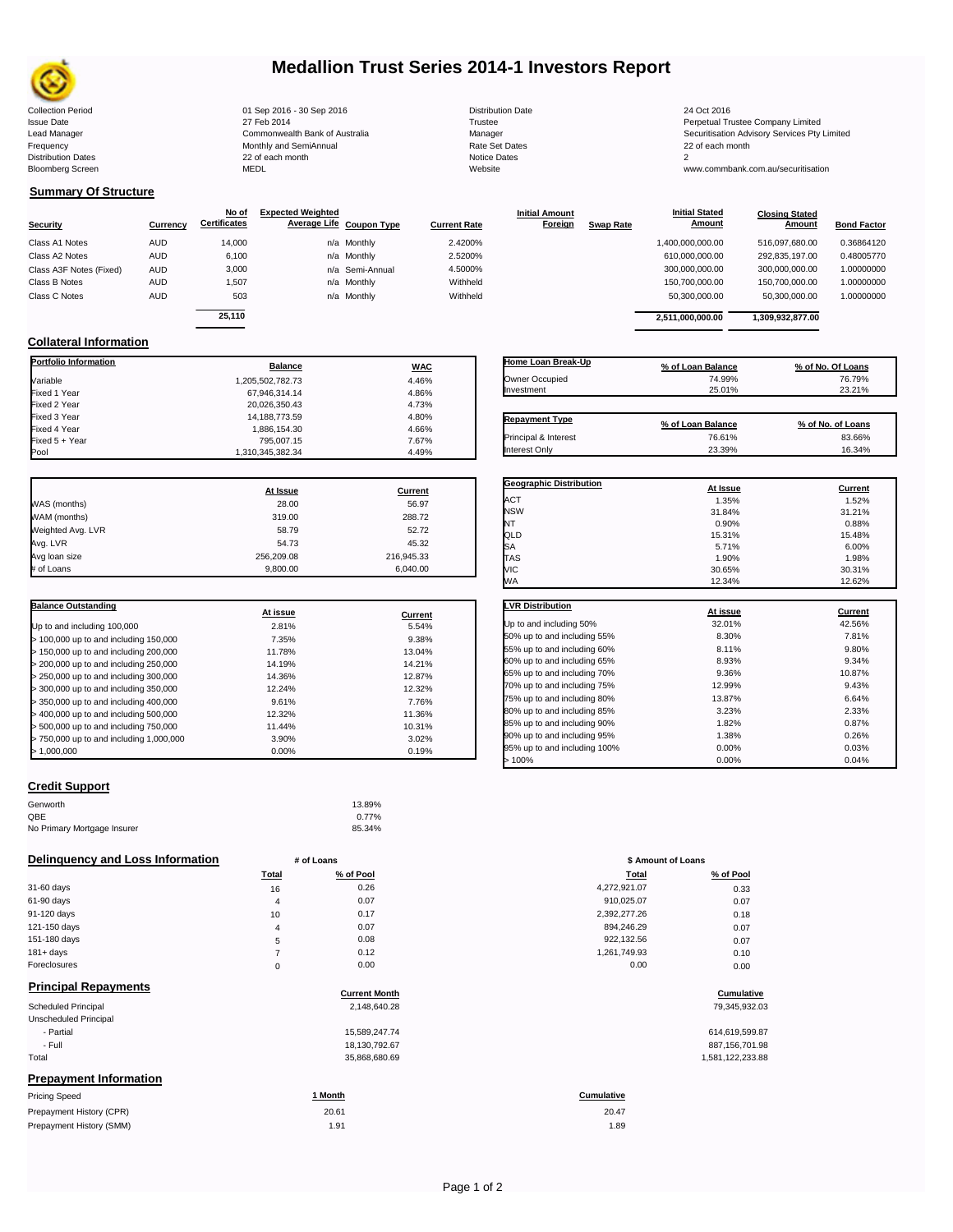# Medallion Trust Series 2014-1 Investors Report

| | | | |
|---|---|---|---|
| Collection Period | 01 Sep 2016 - 30 Sep 2016 | Distribution Date | 24 Oct 2016 |
| Issue Date | 27 Feb 2014 | Trustee | Perpetual Trustee Company Limited |
| Lead Manager | Commonwealth Bank of Australia | Manager | Securitisation Advisory Services Pty Limited |
| Frequency | Monthly and SemiAnnual | Rate Set Dates | 22 of each month |
| Distribution Dates | 22 of each month | Notice Dates | 2 |
| Bloomberg Screen | MEDL | Website | www.commbank.com.au/securitisation |

## Summary Of Structure

| Security | Currency | No of Certificates | Expected Weighted Average Life | Coupon Type | Current Rate | Initial Amount Foreign | Swap Rate | Initial Stated Amount | Closing Stated Amount | Bond Factor |
|---|---|---|---|---|---|---|---|---|---|---|
| Class A1 Notes | AUD | 14,000 | n/a | Monthly | 2.4200% | | | 1,400,000,000.00 | 516,097,680.00 | 0.36864120 |
| Class A2 Notes | AUD | 6,100 | n/a | Monthly | 2.5200% | | | 610,000,000.00 | 292,835,197.00 | 0.48005770 |
| Class A3F Notes (Fixed) | AUD | 3,000 | n/a | Semi-Annual | 4.5000% | | | 300,000,000.00 | 300,000,000.00 | 1.00000000 |
| Class B Notes | AUD | 1,507 | n/a | Monthly | Withheld | | | 150,700,000.00 | 150,700,000.00 | 1.00000000 |
| Class C Notes | AUD | 503 | n/a | Monthly | Withheld | | | 50,300,000.00 | 50,300,000.00 | 1.00000000 |
| | | 25,110 | | | | | | 2,511,000,000.00 | 1,309,932,877.00 | |

## Collateral Information

| Portfolio Information | Balance | WAC |
|---|---|---|
| Variable | 1,205,502,782.73 | 4.46% |
| Fixed 1 Year | 67,946,314.14 | 4.86% |
| Fixed 2 Year | 20,026,350.43 | 4.73% |
| Fixed 3 Year | 14,188,773.59 | 4.80% |
| Fixed 4 Year | 1,886,154.30 | 4.66% |
| Fixed 5 + Year | 795,007.15 | 7.67% |
| Pool | 1,310,345,382.34 | 4.49% |

| Home Loan Break-Up | % of Loan Balance | % of No. Of Loans |
|---|---|---|
| Owner Occupied | 74.99% | 76.79% |
| Investment | 25.01% | 23.21% |

| Repayment Type | % of Loan Balance | % of No. of Loans |
|---|---|---|
| Principal & Interest | 76.61% | 83.66% |
| Interest Only | 23.39% | 16.34% |

| | At Issue | Current |
|---|---|---|
| WAS (months) | 28.00 | 56.97 |
| WAM (months) | 319.00 | 288.72 |
| Weighted Avg. LVR | 58.79 | 52.72 |
| Avg. LVR | 54.73 | 45.32 |
| Avg loan size | 256,209.08 | 216,945.33 |
| # of Loans | 9,800.00 | 6,040.00 |

| Geographic Distribution | At Issue | Current |
|---|---|---|
| ACT | 1.35% | 1.52% |
| NSW | 31.84% | 31.21% |
| NT | 0.90% | 0.88% |
| QLD | 15.31% | 15.48% |
| SA | 5.71% | 6.00% |
| TAS | 1.90% | 1.98% |
| VIC | 30.65% | 30.31% |
| WA | 12.34% | 12.62% |

| Balance Outstanding | At issue | Current |
|---|---|---|
| Up to and including 100,000 | 2.81% | 5.54% |
| > 100,000 up to and including 150,000 | 7.35% | 9.38% |
| > 150,000 up to and including 200,000 | 11.78% | 13.04% |
| > 200,000 up to and including 250,000 | 14.19% | 14.21% |
| > 250,000 up to and including 300,000 | 14.36% | 12.87% |
| > 300,000 up to and including 350,000 | 12.24% | 12.32% |
| > 350,000 up to and including 400,000 | 9.61% | 7.76% |
| > 400,000 up to and including 500,000 | 12.32% | 11.36% |
| > 500,000 up to and including 750,000 | 11.44% | 10.31% |
| > 750,000 up to and including 1,000,000 | 3.90% | 3.02% |
| > 1,000,000 | 0.00% | 0.19% |

| LVR Distribution | At issue | Current |
|---|---|---|
| Up to and including 50% | 32.01% | 42.56% |
| 50% up to and including 55% | 8.30% | 7.81% |
| 55% up to and including 60% | 8.11% | 9.80% |
| 60% up to and including 65% | 8.93% | 9.34% |
| 65% up to and including 70% | 9.36% | 10.87% |
| 70% up to and including 75% | 12.99% | 9.43% |
| 75% up to and including 80% | 13.87% | 6.64% |
| 80% up to and including 85% | 3.23% | 2.33% |
| 85% up to and including 90% | 1.82% | 0.87% |
| 90% up to and including 95% | 1.38% | 0.26% |
| 95% up to and including 100% | 0.00% | 0.03% |
| > 100% | 0.00% | 0.04% |

## Credit Support

| | |
|---|---|
| Genworth | 13.89% |
| QBE | 0.77% |
| No Primary Mortgage Insurer | 85.34% |

## Delinquency and Loss Information

| | # of Loans Total | # of Loans % of Pool | $ Amount of Loans Total | $ Amount of Loans % of Pool |
|---|---|---|---|---|
| 31-60 days | 16 | 0.26 | 4,272,921.07 | 0.33 |
| 61-90 days | 4 | 0.07 | 910,025.07 | 0.07 |
| 91-120 days | 10 | 0.17 | 2,392,277.26 | 0.18 |
| 121-150 days | 4 | 0.07 | 894,246.29 | 0.07 |
| 151-180 days | 5 | 0.08 | 922,132.56 | 0.07 |
| 181+ days | 7 | 0.12 | 1,261,749.93 | 0.10 |
| Foreclosures | 0 | 0.00 | 0.00 | 0.00 |

## Principal Repayments

| | Current Month | Cumulative |
|---|---|---|
| Scheduled Principal | 2,148,640.28 | 79,345,932.03 |
| Unscheduled Principal | | |
| - Partial | 15,589,247.74 | 614,619,599.87 |
| - Full | 18,130,792.67 | 887,156,701.98 |
| Total | 35,868,680.69 | 1,581,122,233.88 |

## Prepayment Information

| Pricing Speed | 1 Month | Cumulative |
|---|---|---|
| Prepayment History (CPR) | 20.61 | 20.47 |
| Prepayment History (SMM) | 1.91 | 1.89 |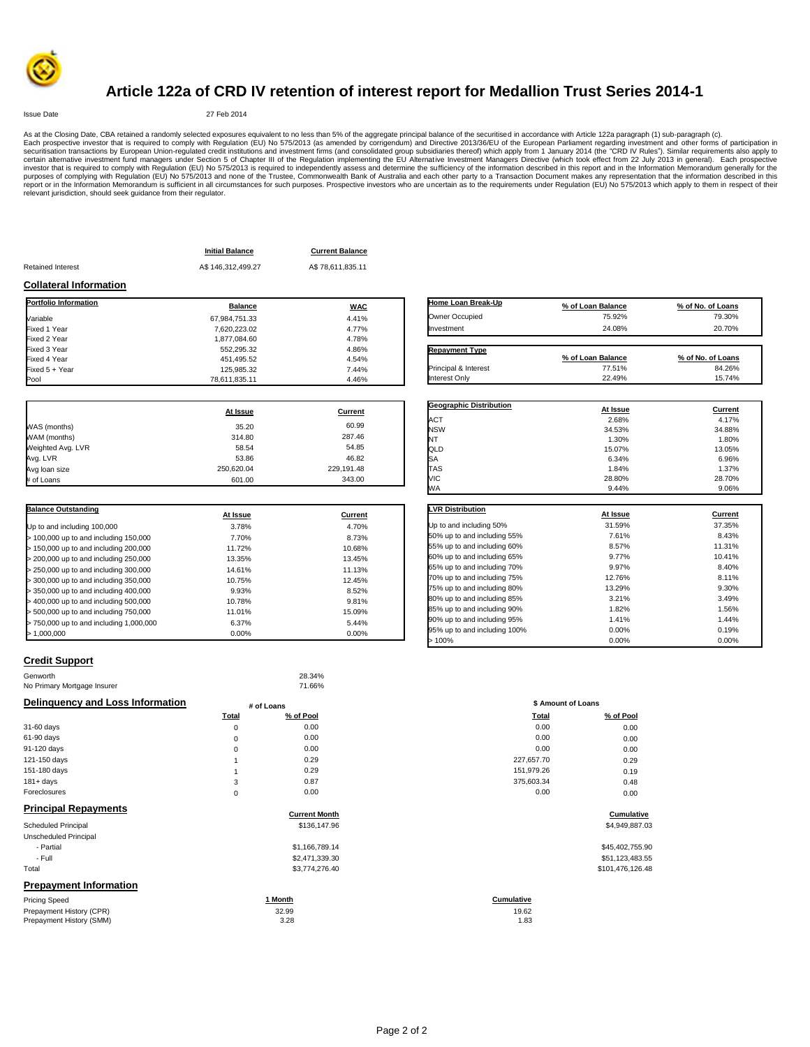# Article 122a of CRD IV retention of interest report for Medallion Trust Series 2014-1

Issue Date 27 Feb 2014

As at the Closing Date, CBA retained a randomly selected exposures equivalent to no less than 5% of the aggregate principal balance of the securitised in accordance with Article 122a paragraph (1) sub-paragraph (c). Each prospective investor that is required to comply with Regulation (EU) No 575/2013 (as amended by corrigendum) and Directive 2013/36/EU of the European Parliament regarding investment and other forms of participation in securitisation transactions by European Union-regulated credit institutions and investment firms (and consolidated group subsidiaries thereof) which apply from 1 January 2014 (the "CRD IV Rules"). Similar requirements also apply to certain alternative investment fund managers under Section 5 of Chapter III of the Regulation implementing the EU Alternative Investment Managers Directive (which took effect from 22 July 2013 in general). Each prospective investor that is required to comply with Regulation (EU) No 575/2013 is required to independently assess and determine the sufficiency of the information described in this report and in the Information Memorandum generally for the purposes of complying with Regulation (EU) No 575/2013 and none of the Trustee, Commonwealth Bank of Australia and each other party to a Transaction Document makes any representation that the information described in this report or in the Information Memorandum is sufficient in all circumstances for such purposes. Prospective investors who are uncertain as to the requirements under Regulation (EU) No 575/2013 which apply to them in respect of their relevant jurisdiction, should seek guidance from their regulator.

| | Initial Balance | Current Balance |
|---|---|---|
| Retained Interest | A$ 146,312,499.27 | A$ 78,611,835.11 |

## Collateral Information

| Portfolio Information | Balance | WAC |
|---|---|---|
| Variable | 67,984,751.33 | 4.41% |
| Fixed 1 Year | 7,620,223.02 | 4.77% |
| Fixed 2 Year | 1,877,084.60 | 4.78% |
| Fixed 3 Year | 552,295.32 | 4.86% |
| Fixed 4 Year | 451,495.52 | 4.54% |
| Fixed 5 + Year | 125,985.32 | 7.44% |
| Pool | 78,611,835.11 | 4.46% |

| Home Loan Break-Up | % of Loan Balance | % of No. of Loans |
|---|---|---|
| Owner Occupied | 75.92% | 79.30% |
| Investment | 24.08% | 20.70% |

| Repayment Type | % of Loan Balance | % of No. of Loans |
|---|---|---|
| Principal & Interest | 77.51% | 84.26% |
| Interest Only | 22.49% | 15.74% |

| | At Issue | Current |
|---|---|---|
| WAS (months) | 35.20 | 60.99 |
| WAM (months) | 314.80 | 287.46 |
| Weighted Avg. LVR | 58.54 | 54.85 |
| Avg. LVR | 53.86 | 46.82 |
| Avg loan size | 250,620.04 | 229,191.48 |
| # of Loans | 601.00 | 343.00 |

| Geographic Distribution | At Issue | Current |
|---|---|---|
| ACT | 2.68% | 4.17% |
| NSW | 34.53% | 34.88% |
| NT | 1.30% | 1.80% |
| QLD | 15.07% | 13.05% |
| SA | 6.34% | 6.96% |
| TAS | 1.84% | 1.37% |
| VIC | 28.80% | 28.70% |
| WA | 9.44% | 9.06% |

| Balance Outstanding | At Issue | Current |
|---|---|---|
| Up to and including 100,000 | 3.78% | 4.70% |
| > 100,000 up to and including 150,000 | 7.70% | 8.73% |
| > 150,000 up to and including 200,000 | 11.72% | 10.68% |
| > 200,000 up to and including 250,000 | 13.35% | 13.45% |
| > 250,000 up to and including 300,000 | 14.61% | 11.13% |
| > 300,000 up to and including 350,000 | 10.75% | 12.45% |
| > 350,000 up to and including 400,000 | 9.93% | 8.52% |
| > 400,000 up to and including 500,000 | 10.78% | 9.81% |
| > 500,000 up to and including 750,000 | 11.01% | 15.09% |
| > 750,000 up to and including 1,000,000 | 6.37% | 5.44% |
| > 1,000,000 | 0.00% | 0.00% |

| LVR Distribution | At Issue | Current |
|---|---|---|
| Up to and including 50% | 31.59% | 37.35% |
| 50% up to and including 55% | 7.61% | 8.43% |
| 55% up to and including 60% | 8.57% | 11.31% |
| 60% up to and including 65% | 9.77% | 10.41% |
| 65% up to and including 70% | 9.97% | 8.40% |
| 70% up to and including 75% | 12.76% | 8.11% |
| 75% up to and including 80% | 13.29% | 9.30% |
| 80% up to and including 85% | 3.21% | 3.49% |
| 85% up to and including 90% | 1.82% | 1.56% |
| 90% up to and including 95% | 1.41% | 1.44% |
| 95% up to and including 100% | 0.00% | 0.19% |
| > 100% | 0.00% | 0.00% |

## Credit Support

| | |
|---|---|
| Genworth | 28.34% |
| No Primary Mortgage Insurer | 71.66% |

## Delinquency and Loss Information

| | # of Loans | | \$ Amount of Loans | |
|---|---|---|---|---|
| | Total | % of Pool | Total | % of Pool |
| 31-60 days | 0 | 0.00 | 0.00 | 0.00 |
| 61-90 days | 0 | 0.00 | 0.00 | 0.00 |
| 91-120 days | 0 | 0.00 | 0.00 | 0.00 |
| 121-150 days | 1 | 0.29 | 227,657.70 | 0.29 |
| 151-180 days | 1 | 0.29 | 151,979.26 | 0.19 |
| 181+ days | 3 | 0.87 | 375,603.34 | 0.48 |
| Foreclosures | 0 | 0.00 | 0.00 | 0.00 |

## Principal Repayments

| | Current Month | Cumulative |
|---|---|---|
| Scheduled Principal | $136,147.96 | $4,949,887.03 |
| Unscheduled Principal | | |
| - Partial | $1,166,789.14 | $45,402,755.90 |
| - Full | $2,471,339.30 | $51,123,483.55 |
| Total | $3,774,276.40 | $101,476,126.48 |

## Prepayment Information

| Pricing Speed | 1 Month | Cumulative |
|---|---|---|
| Prepayment History (CPR) | 32.99 | 19.62 |
| Prepayment History (SMM) | 3.28 | 1.83 |